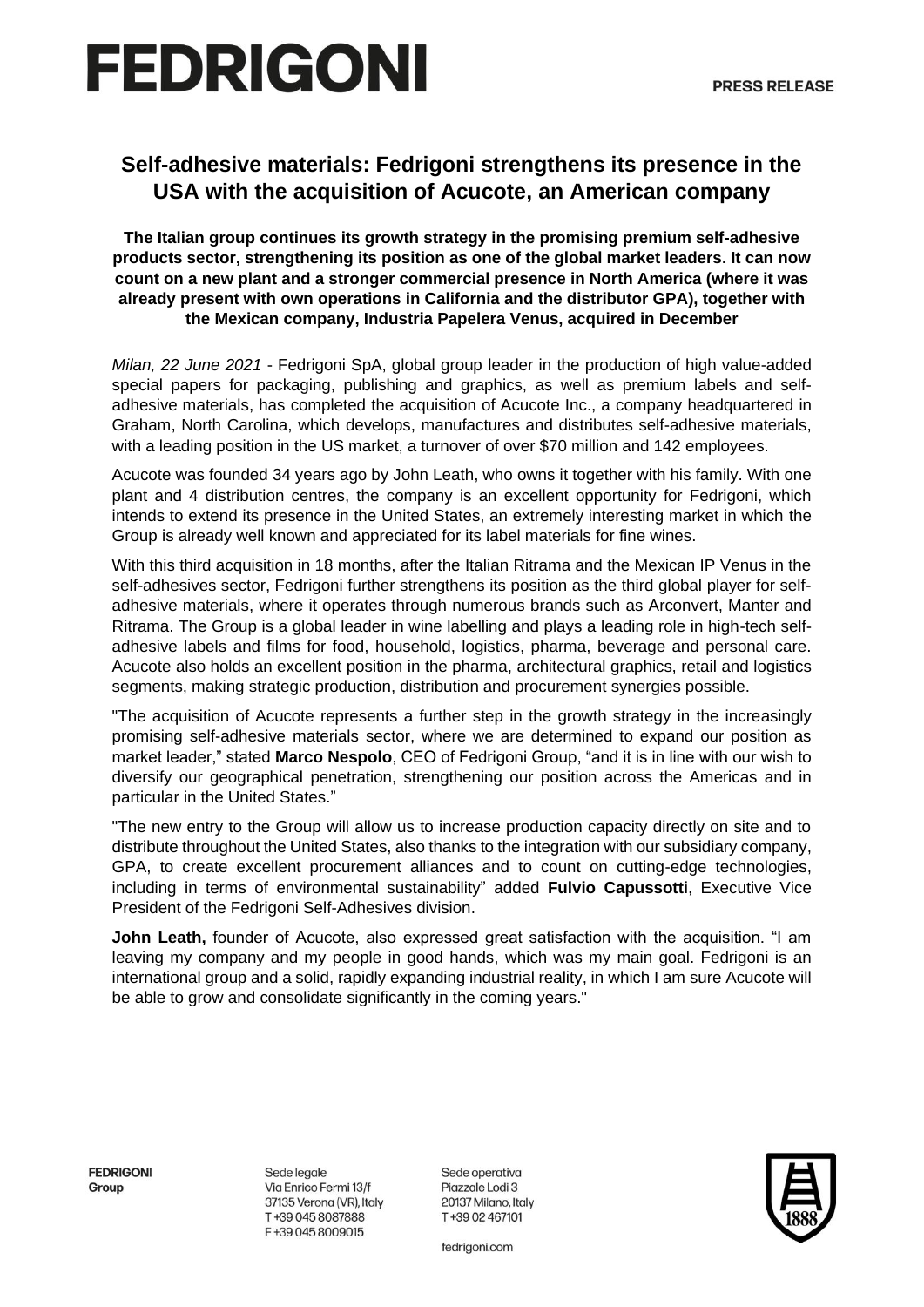# FEDRIGONI

**PRESS RELEASE**

## Self-adhesive materials: Fedrigoni strengthens its presence in the USA with the acquisition of Acucote, an American company

**The Italian group continues its growth strategy in the promising premium self-adhesive products sector, strengthening its position as one of the global market leaders. It can now count on a new plant and a stronger commercial presence in North America (where it was already present with own operations in California and the distributor GPA), together with the Mexican company, Industria Papelera Venus, acquired in December**

*Milan, 22 June 2021* - Fedrigoni SpA, global group leader in the production of high value-added special papers for packaging, publishing and graphics, as well as premium labels and self-adhesive materials, has completed the acquisition of Acucote Inc., a company headquartered in Graham, North Carolina, which develops, manufactures and distributes self-adhesive materials, with a leading position in the US market, a turnover of over $70 million and 142 employees.

Acucote was founded 34 years ago by John Leath, who owns it together with his family. With one plant and 4 distribution centres, the company is an excellent opportunity for Fedrigoni, which intends to extend its presence in the United States, an extremely interesting market in which the Group is already well known and appreciated for its label materials for fine wines.

With this third acquisition in 18 months, after the Italian Ritrama and the Mexican IP Venus in the self-adhesives sector, Fedrigoni further strengthens its position as the third global player for self-adhesive materials, where it operates through numerous brands such as Arconvert, Manter and Ritrama. The Group is a global leader in wine labelling and plays a leading role in high-tech self-adhesive labels and films for food, household, logistics, pharma, beverage and personal care. Acucote also holds an excellent position in the pharma, architectural graphics, retail and logistics segments, making strategic production, distribution and procurement synergies possible.

"The acquisition of Acucote represents a further step in the growth strategy in the increasingly promising self-adhesive materials sector, where we are determined to expand our position as market leader," stated **Marco Nespolo**, CEO of Fedrigoni Group, "and it is in line with our wish to diversify our geographical penetration, strengthening our position across the Americas and in particular in the United States."

"The new entry to the Group will allow us to increase production capacity directly on site and to distribute throughout the United States, also thanks to the integration with our subsidiary company, GPA, to create excellent procurement alliances and to count on cutting-edge technologies, including in terms of environmental sustainability" added **Fulvio Capussotti**, Executive Vice President of the Fedrigoni Self-Adhesives division.

**John Leath,** founder of Acucote, also expressed great satisfaction with the acquisition. "I am leaving my company and my people in good hands, which was my main goal. Fedrigoni is an international group and a solid, rapidly expanding industrial reality, in which I am sure Acucote will be able to grow and consolidate significantly in the coming years."

**FEDRIGONI Group**

Sede legale
Via Enrico Fermi 13/f
37135 Verona (VR), Italy
T +39 045 8087888
F +39 045 8009015

Sede operativa
Piazzale Lodi 3
20137 Milano, Italy
T +39 02 467101

fedrigoni.com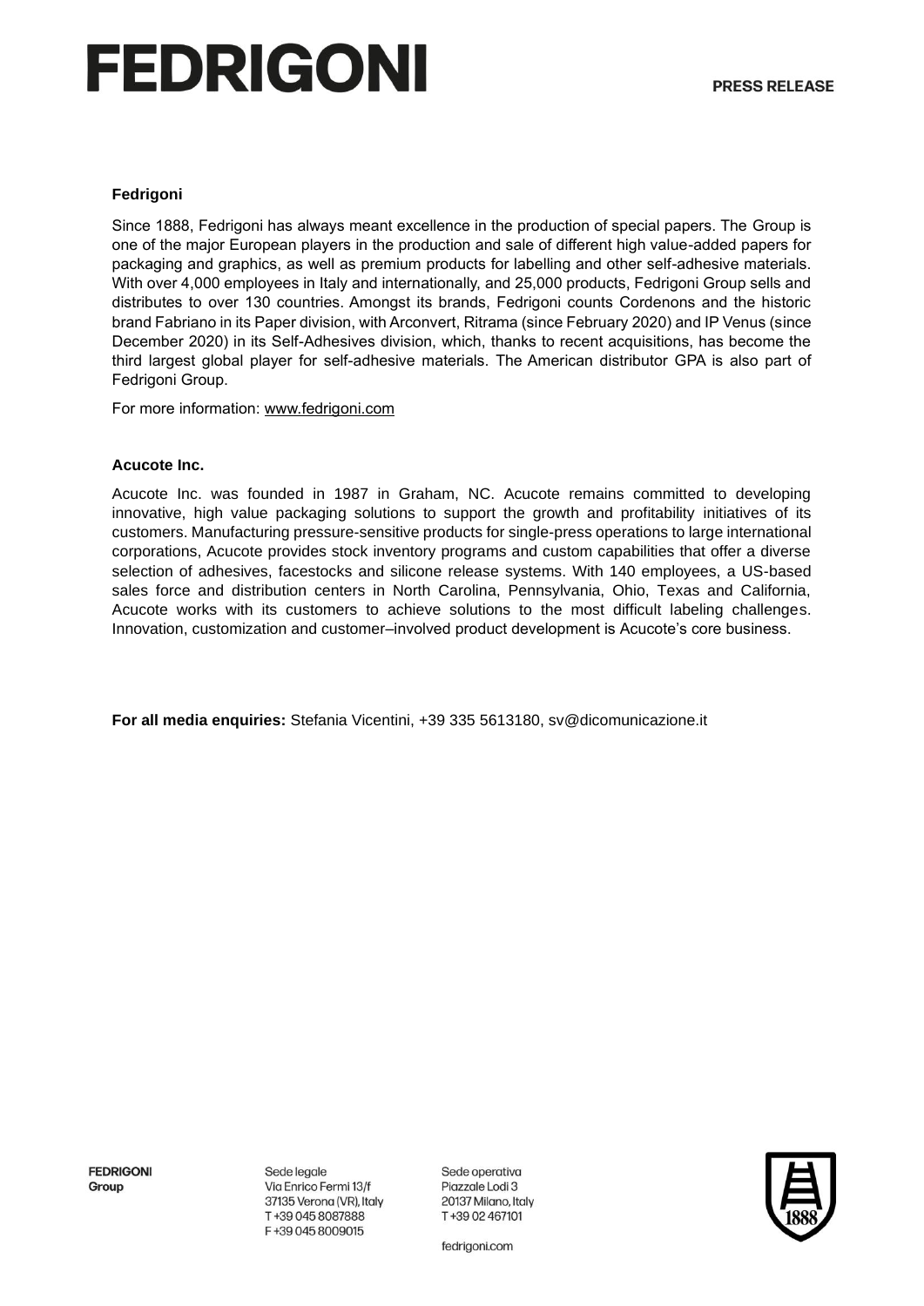**Fedrigoni**

Since 1888, Fedrigoni has always meant excellence in the production of special papers. The Group is one of the major European players in the production and sale of different high value-added papers for packaging and graphics, as well as premium products for labelling and other self-adhesive materials. With over 4,000 employees in Italy and internationally, and 25,000 products, Fedrigoni Group sells and distributes to over 130 countries. Amongst its brands, Fedrigoni counts Cordenons and the historic brand Fabriano in its Paper division, with Arconvert, Ritrama (since February 2020) and IP Venus (since December 2020) in its Self-Adhesives division, which, thanks to recent acquisitions, has become the third largest global player for self-adhesive materials. The American distributor GPA is also part of Fedrigoni Group.

For more information: www.fedrigoni.com

**Acucote Inc.**

Acucote Inc. was founded in 1987 in Graham, NC. Acucote remains committed to developing innovative, high value packaging solutions to support the growth and profitability initiatives of its customers. Manufacturing pressure-sensitive products for single-press operations to large international corporations, Acucote provides stock inventory programs and custom capabilities that offer a diverse selection of adhesives, facestocks and silicone release systems. With 140 employees, a US-based sales force and distribution centers in North Carolina, Pennsylvania, Ohio, Texas and California, Acucote works with its customers to achieve solutions to the most difficult labeling challenges. Innovation, customization and customer–involved product development is Acucote's core business.

**For all media enquiries:** Stefania Vicentini, +39 335 5613180, sv@dicomunicazione.it

**FEDRIGONI Group**

Sede legale
Via Enrico Fermi 13/f
37135 Verona (VR), Italy
T +39 045 8087888
F +39 045 8009015

Sede operativa
Piazzale Lodi 3
20137 Milano, Italy
T +39 02 467101

fedrigoni.com